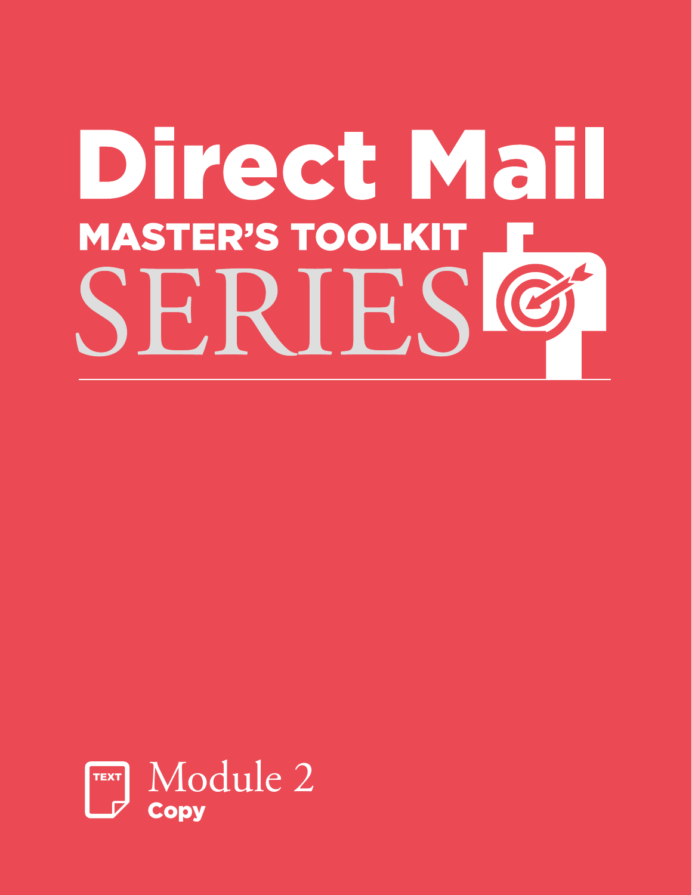# Direct Mail

## MASTER'S TOOLKIT SERIES

TEXT

Module 2

**Copy**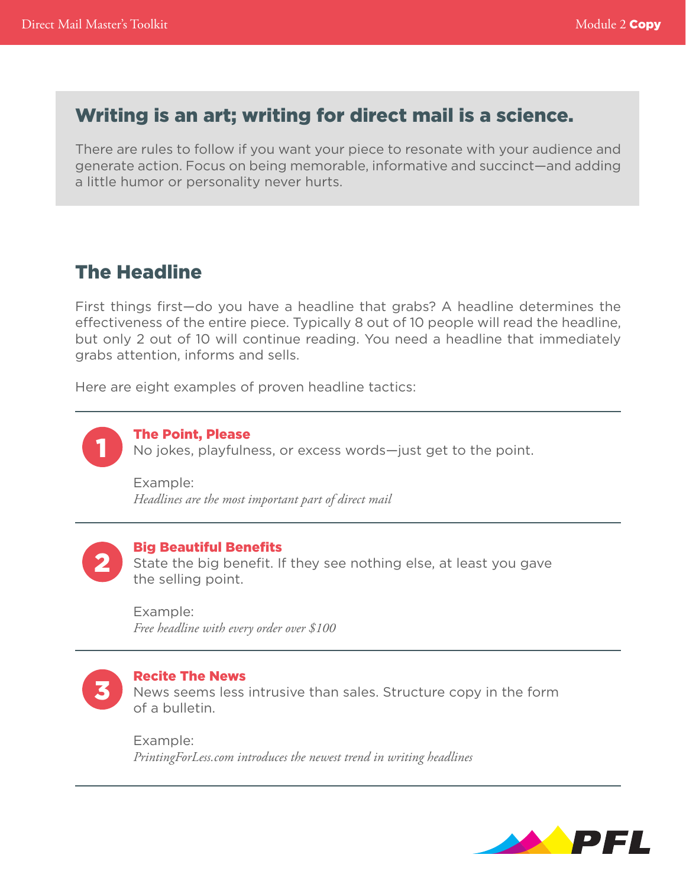## Writing is an art; writing for direct mail is a science.

There are rules to follow if you want your piece to resonate with your audience and generate action. Focus on being memorable, informative and succinct—and adding a little humor or personality never hurts.

## The Headline

First things first—do you have a headline that grabs? A headline determines the effectiveness of the entire piece. Typically 8 out of 10 people will read the headline, but only 2 out of 10 will continue reading. You need a headline that immediately grabs attention, informs and sells.

Here are eight examples of proven headline tactics:

---

### 1. The Point, Please

No jokes, playfulness, or excess words—just get to the point.

Example:
*Headlines are the most important part of direct mail*

---

### 2. Big Beautiful Benefits

State the big benefit. If they see nothing else, at least you gave the selling point.

Example:
*Free headline with every order over $100*

---

### 3. Recite The News

News seems less intrusive than sales. Structure copy in the form of a bulletin.

Example:
*PrintingForLess.com introduces the newest trend in writing headlines*

---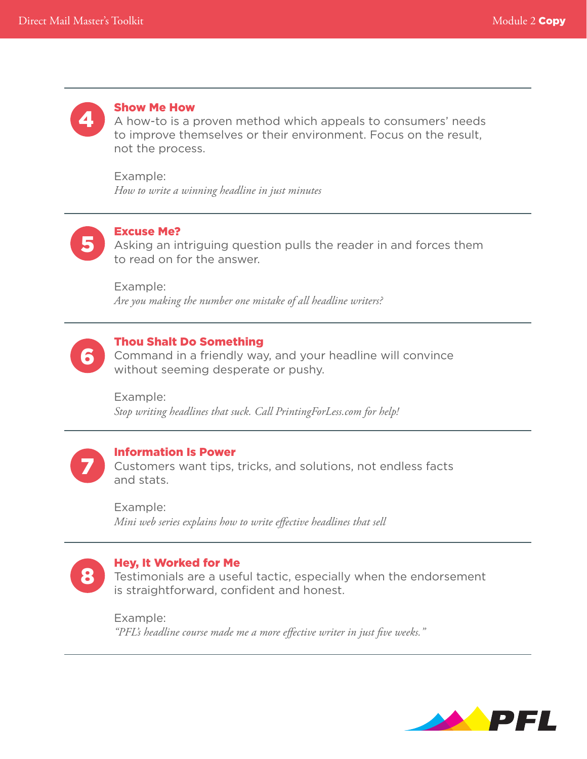## 4 Show Me How

A how-to is a proven method which appeals to consumers' needs to improve themselves or their environment. Focus on the result, not the process.

Example:
*How to write a winning headline in just minutes*

## 5 Excuse Me?

Asking an intriguing question pulls the reader in and forces them to read on for the answer.

Example:
*Are you making the number one mistake of all headline writers?*

## 6 Thou Shalt Do Something

Command in a friendly way, and your headline will convince without seeming desperate or pushy.

Example:
*Stop writing headlines that suck. Call PrintingForLess.com for help!*

## 7 Information Is Power

Customers want tips, tricks, and solutions, not endless facts and stats.

Example:
*Mini web series explains how to write effective headlines that sell*

## 8 Hey, It Worked for Me

Testimonials are a useful tactic, especially when the endorsement is straightforward, confident and honest.

Example:
*"PFL's headline course made me a more effective writer in just five weeks."*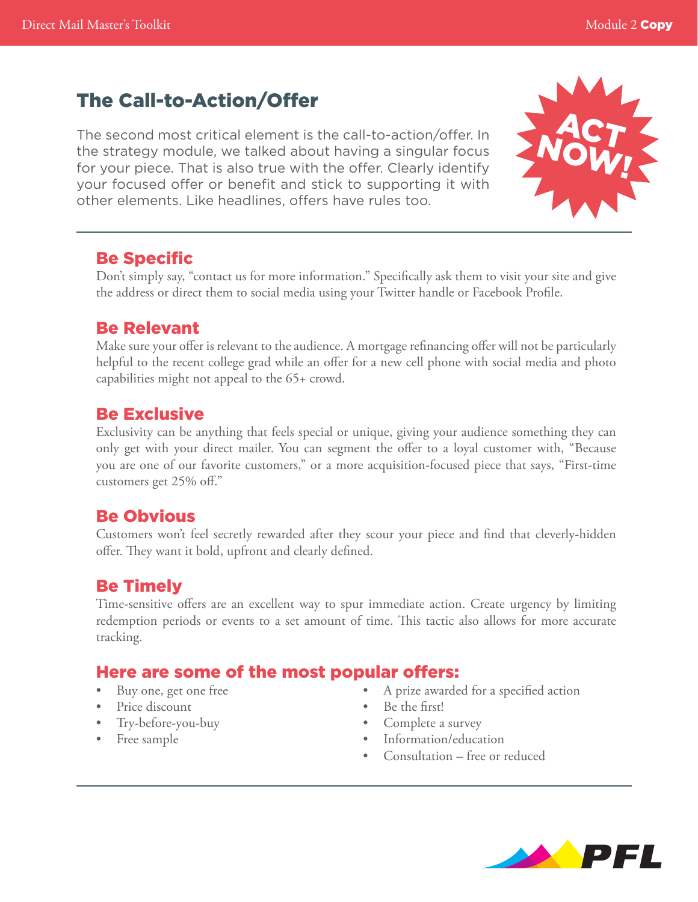# The Call-to-Action/Offer

The second most critical element is the call-to-action/offer. In the strategy module, we talked about having a singular focus for your piece. That is also true with the offer. Clearly identify your focused offer or benefit and stick to supporting it with other elements. Like headlines, offers have rules too.

ACT NOW!

## Be Specific

Don't simply say, "contact us for more information." Specifically ask them to visit your site and give the address or direct them to social media using your Twitter handle or Facebook Profile.

## Be Relevant

Make sure your offer is relevant to the audience. A mortgage refinancing offer will not be particularly helpful to the recent college grad while an offer for a new cell phone with social media and photo capabilities might not appeal to the 65+ crowd.

## Be Exclusive

Exclusivity can be anything that feels special or unique, giving your audience something they can only get with your direct mailer. You can segment the offer to a loyal customer with, "Because you are one of our favorite customers," or a more acquisition-focused piece that says, "First-time customers get 25% off."

## Be Obvious

Customers won't feel secretly rewarded after they scour your piece and find that cleverly-hidden offer. They want it bold, upfront and clearly defined.

## Be Timely

Time-sensitive offers are an excellent way to spur immediate action. Create urgency by limiting redemption periods or events to a set amount of time. This tactic also allows for more accurate tracking.

## Here are some of the most popular offers:

- Buy one, get one free
- Price discount
- Try-before-you-buy
- Free sample
- A prize awarded for a specified action
- Be the first!
- Complete a survey
- Information/education
- Consultation – free or reduced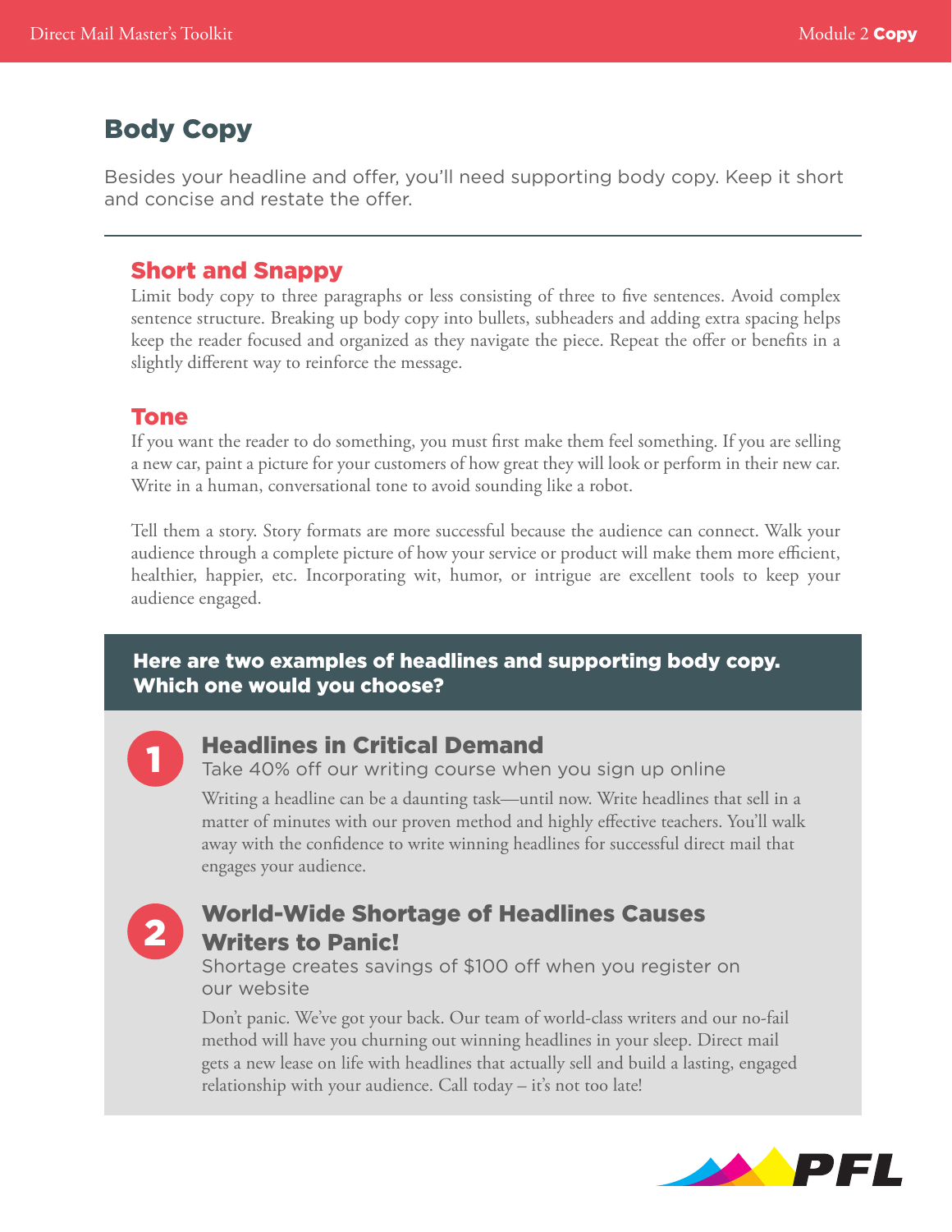# Body Copy

Besides your headline and offer, you'll need supporting body copy. Keep it short and concise and restate the offer.

---

## Short and Snappy

Limit body copy to three paragraphs or less consisting of three to five sentences. Avoid complex sentence structure. Breaking up body copy into bullets, subheaders and adding extra spacing helps keep the reader focused and organized as they navigate the piece. Repeat the offer or benefits in a slightly different way to reinforce the message.

## Tone

If you want the reader to do something, you must first make them feel something. If you are selling a new car, paint a picture for your customers of how great they will look or perform in their new car. Write in a human, conversational tone to avoid sounding like a robot.

Tell them a story. Story formats are more successful because the audience can connect. Walk your audience through a complete picture of how your service or product will make them more efficient, healthier, happier, etc. Incorporating wit, humor, or intrigue are excellent tools to keep your audience engaged.

**Here are two examples of headlines and supporting body copy. Which one would you choose?**

### 1 Headlines in Critical Demand

Take 40% off our writing course when you sign up online

Writing a headline can be a daunting task—until now. Write headlines that sell in a matter of minutes with our proven method and highly effective teachers. You'll walk away with the confidence to write winning headlines for successful direct mail that engages your audience.

### 2 World-Wide Shortage of Headlines Causes Writers to Panic!

Shortage creates savings of $100 off when you register on our website

Don't panic. We've got your back. Our team of world-class writers and our no-fail method will have you churning out winning headlines in your sleep. Direct mail gets a new lease on life with headlines that actually sell and build a lasting, engaged relationship with your audience. Call today – it's not too late!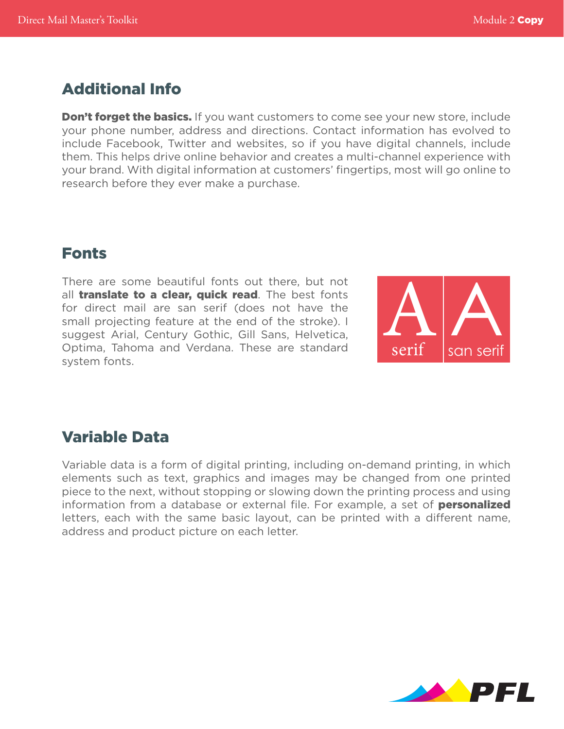## Additional Info

**Don't forget the basics.** If you want customers to come see your new store, include your phone number, address and directions. Contact information has evolved to include Facebook, Twitter and websites, so if you have digital channels, include them. This helps drive online behavior and creates a multi-channel experience with your brand. With digital information at customers' fingertips, most will go online to research before they ever make a purchase.

## Fonts

There are some beautiful fonts out there, but not all **translate to a clear, quick read**. The best fonts for direct mail are san serif (does not have the small projecting feature at the end of the stroke). I suggest Arial, Century Gothic, Gill Sans, Helvetica, Optima, Tahoma and Verdana. These are standard system fonts.

## Variable Data

Variable data is a form of digital printing, including on-demand printing, in which elements such as text, graphics and images may be changed from one printed piece to the next, without stopping or slowing down the printing process and using information from a database or external file. For example, a set of **personalized** letters, each with the same basic layout, can be printed with a different name, address and product picture on each letter.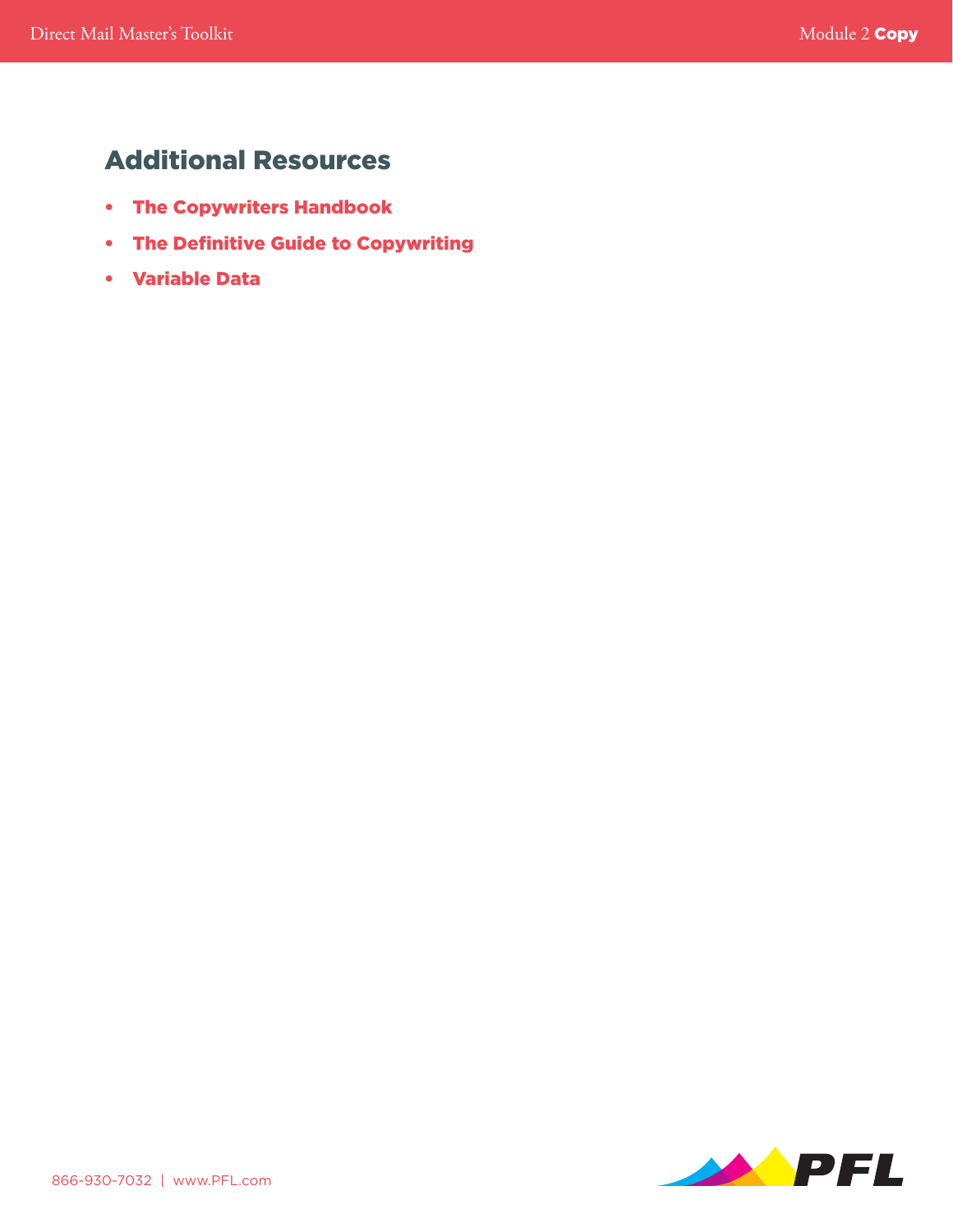## Additional Resources

- **The Copywriters Handbook**
- **The Definitive Guide to Copywriting**
- **Variable Data**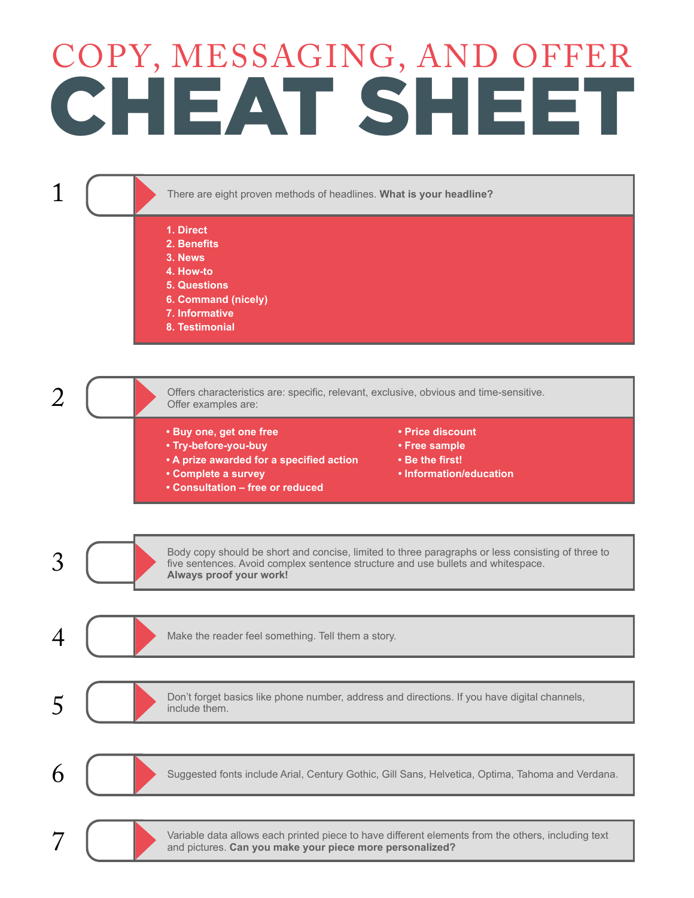# COPY, MESSAGING, AND OFFER CHEAT SHEET

**1**

There are eight proven methods of headlines. **What is your headline?**

1. **Direct**
2. **Benefits**
3. **News**
4. **How-to**
5. **Questions**
6. **Command (nicely)**
7. **Informative**
8. **Testimonial**

**2**

Offers characteristics are: specific, relevant, exclusive, obvious and time-sensitive.
Offer examples are:

- **Buy one, get one free**
- **Try-before-you-buy**
- **A prize awarded for a specified action**
- **Complete a survey**
- **Consultation – free or reduced**
- **Price discount**
- **Free sample**
- **Be the first!**
- **Information/education**

**3**

Body copy should be short and concise, limited to three paragraphs or less consisting of three to five sentences. Avoid complex sentence structure and use bullets and whitespace.
**Always proof your work!**

**4**

Make the reader feel something. Tell them a story.

**5**

Don't forget basics like phone number, address and directions. If you have digital channels, include them.

**6**

Suggested fonts include Arial, Century Gothic, Gill Sans, Helvetica, Optima, Tahoma and Verdana.

**7**

Variable data allows each printed piece to have different elements from the others, including text and pictures. **Can you make your piece more personalized?**